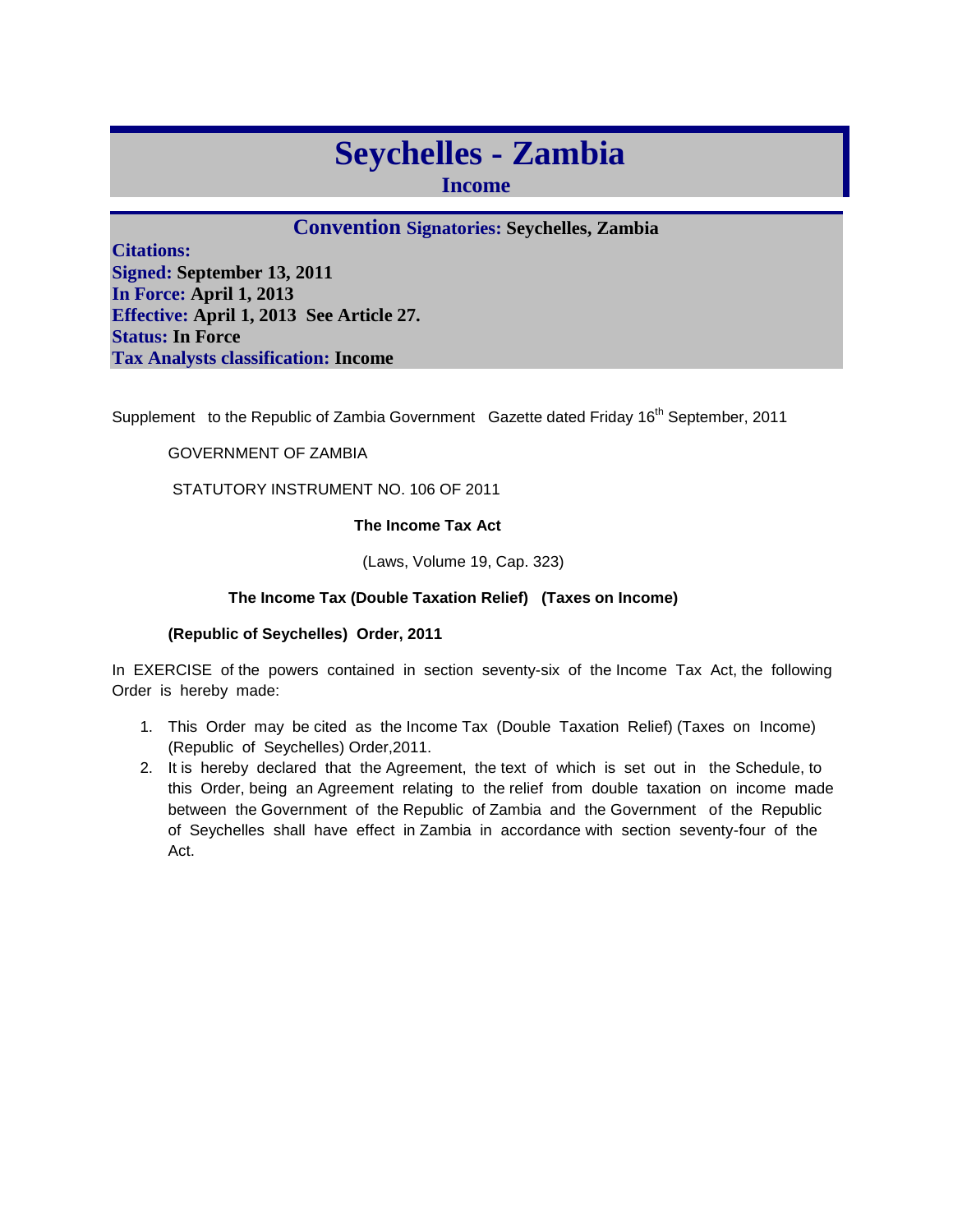# Seychelles - Zambia

## Income

### Convention Signatories: Seychelles, Zambia

**Citations:**
**Signed:** September 13, 2011
**In Force:** April 1, 2013
**Effective:** April 1, 2013 See Article 27.
**Status:** In Force
**Tax Analysts classification:** Income

Supplement to the Republic of Zambia Government Gazette dated Friday 16th September, 2011

GOVERNMENT OF ZAMBIA

STATUTORY INSTRUMENT NO. 106 OF 2011

**The Income Tax Act**

(Laws, Volume 19, Cap. 323)

**The Income Tax (Double Taxation Relief) (Taxes on Income)**

**(Republic of Seychelles) Order, 2011**

In EXERCISE of the powers contained in section seventy-six of the Income Tax Act, the following Order is hereby made:

1. This Order may be cited as the Income Tax (Double Taxation Relief) (Taxes on Income) (Republic of Seychelles) Order,2011.
2. It is hereby declared that the Agreement, the text of which is set out in the Schedule, to this Order, being an Agreement relating to the relief from double taxation on income made between the Government of the Republic of Zambia and the Government of the Republic of Seychelles shall have effect in Zambia in accordance with section seventy-four of the Act.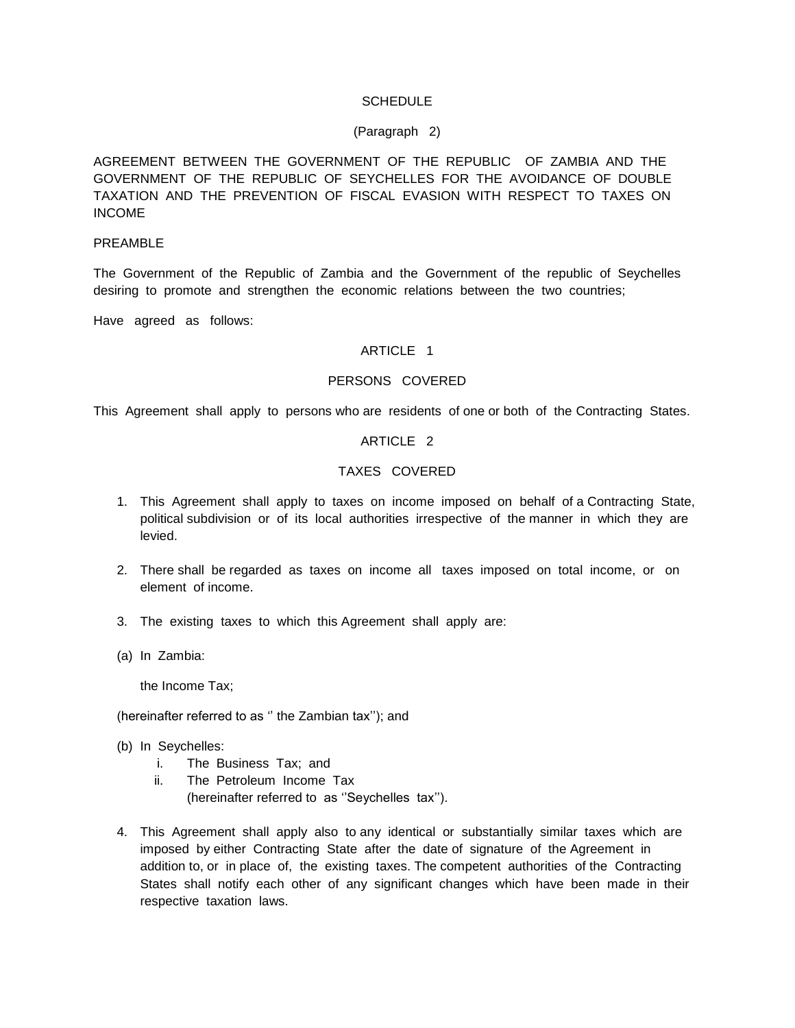SCHEDULE

(Paragraph 2)

AGREEMENT BETWEEN THE GOVERNMENT OF THE REPUBLIC OF ZAMBIA AND THE GOVERNMENT OF THE REPUBLIC OF SEYCHELLES FOR THE AVOIDANCE OF DOUBLE TAXATION AND THE PREVENTION OF FISCAL EVASION WITH RESPECT TO TAXES ON INCOME

PREAMBLE

The Government of the Republic of Zambia and the Government of the republic of Seychelles desiring to promote and strengthen the economic relations between the two countries;

Have agreed as follows:

ARTICLE 1

PERSONS COVERED

This Agreement shall apply to persons who are residents of one or both of the Contracting States.

ARTICLE 2

TAXES COVERED

1. This Agreement shall apply to taxes on income imposed on behalf of a Contracting State, political subdivision or of its local authorities irrespective of the manner in which they are levied.

2. There shall be regarded as taxes on income all taxes imposed on total income, or on element of income.

3. The existing taxes to which this Agreement shall apply are:

(a) In Zambia:

the Income Tax;

(hereinafter referred to as '' the Zambian tax''); and

(b) In Seychelles:
   i. The Business Tax; and
   ii. The Petroleum Income Tax
   (hereinafter referred to as ''Seychelles tax'').

4. This Agreement shall apply also to any identical or substantially similar taxes which are imposed by either Contracting State after the date of signature of the Agreement in addition to, or in place of, the existing taxes. The competent authorities of the Contracting States shall notify each other of any significant changes which have been made in their respective taxation laws.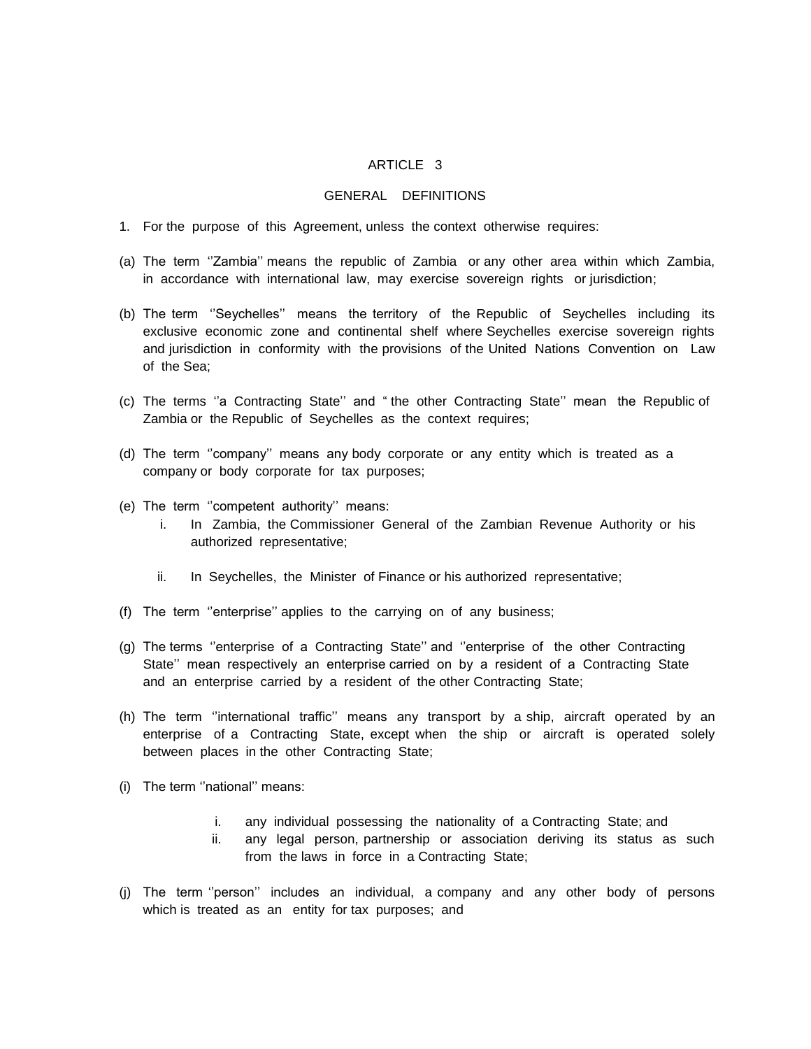## ARTICLE 3

### GENERAL DEFINITIONS

1. For the purpose of this Agreement, unless the context otherwise requires:

(a) The term ''Zambia'' means the republic of Zambia or any other area within which Zambia, in accordance with international law, may exercise sovereign rights or jurisdiction;

(b) The term ''Seychelles'' means the territory of the Republic of Seychelles including its exclusive economic zone and continental shelf where Seychelles exercise sovereign rights and jurisdiction in conformity with the provisions of the United Nations Convention on Law of the Sea;

(c) The terms ''a Contracting State'' and " the other Contracting State'' mean the Republic of Zambia or the Republic of Seychelles as the context requires;

(d) The term ''company'' means any body corporate or any entity which is treated as a company or body corporate for tax purposes;

(e) The term ''competent authority'' means:
   i. In Zambia, the Commissioner General of the Zambian Revenue Authority or his authorized representative;
   ii. In Seychelles, the Minister of Finance or his authorized representative;

(f) The term ''enterprise'' applies to the carrying on of any business;

(g) The terms ''enterprise of a Contracting State'' and ''enterprise of the other Contracting State'' mean respectively an enterprise carried on by a resident of a Contracting State and an enterprise carried by a resident of the other Contracting State;

(h) The term ''international traffic'' means any transport by a ship, aircraft operated by an enterprise of a Contracting State, except when the ship or aircraft is operated solely between places in the other Contracting State;

(i) The term ''national'' means:
   i. any individual possessing the nationality of a Contracting State; and
   ii. any legal person, partnership or association deriving its status as such from the laws in force in a Contracting State;

(j) The term ''person'' includes an individual, a company and any other body of persons which is treated as an entity for tax purposes; and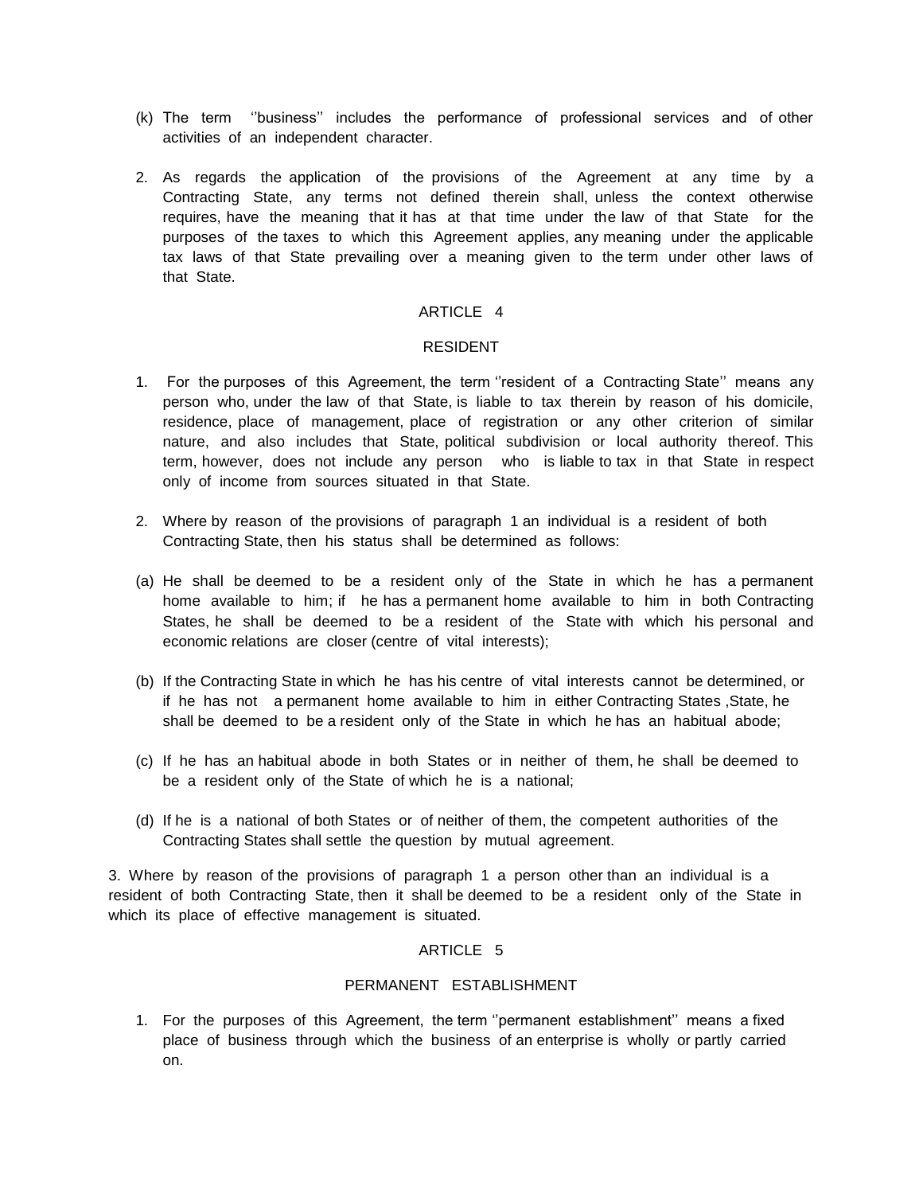(k) The term ''business'' includes the performance of professional services and of other activities of an independent character.

2. As regards the application of the provisions of the Agreement at any time by a Contracting State, any terms not defined therein shall, unless the context otherwise requires, have the meaning that it has at that time under the law of that State for the purposes of the taxes to which this Agreement applies, any meaning under the applicable tax laws of that State prevailing over a meaning given to the term under other laws of that State.

## ARTICLE 4

## RESIDENT

1. For the purposes of this Agreement, the term ''resident of a Contracting State'' means any person who, under the law of that State, is liable to tax therein by reason of his domicile, residence, place of management, place of registration or any other criterion of similar nature, and also includes that State, political subdivision or local authority thereof. This term, however, does not include any person who is liable to tax in that State in respect only of income from sources situated in that State.

2. Where by reason of the provisions of paragraph 1 an individual is a resident of both Contracting State, then his status shall be determined as follows:

(a) He shall be deemed to be a resident only of the State in which he has a permanent home available to him; if he has a permanent home available to him in both Contracting States, he shall be deemed to be a resident of the State with which his personal and economic relations are closer (centre of vital interests);

(b) If the Contracting State in which he has his centre of vital interests cannot be determined, or if he has not a permanent home available to him in either Contracting States ,State, he shall be deemed to be a resident only of the State in which he has an habitual abode;

(c) If he has an habitual abode in both States or in neither of them, he shall be deemed to be a resident only of the State of which he is a national;

(d) If he is a national of both States or of neither of them, the competent authorities of the Contracting States shall settle the question by mutual agreement.

3. Where by reason of the provisions of paragraph 1 a person other than an individual is a resident of both Contracting State, then it shall be deemed to be a resident only of the State in which its place of effective management is situated.

## ARTICLE 5

## PERMANENT ESTABLISHMENT

1. For the purposes of this Agreement, the term ''permanent establishment'' means a fixed place of business through which the business of an enterprise is wholly or partly carried on.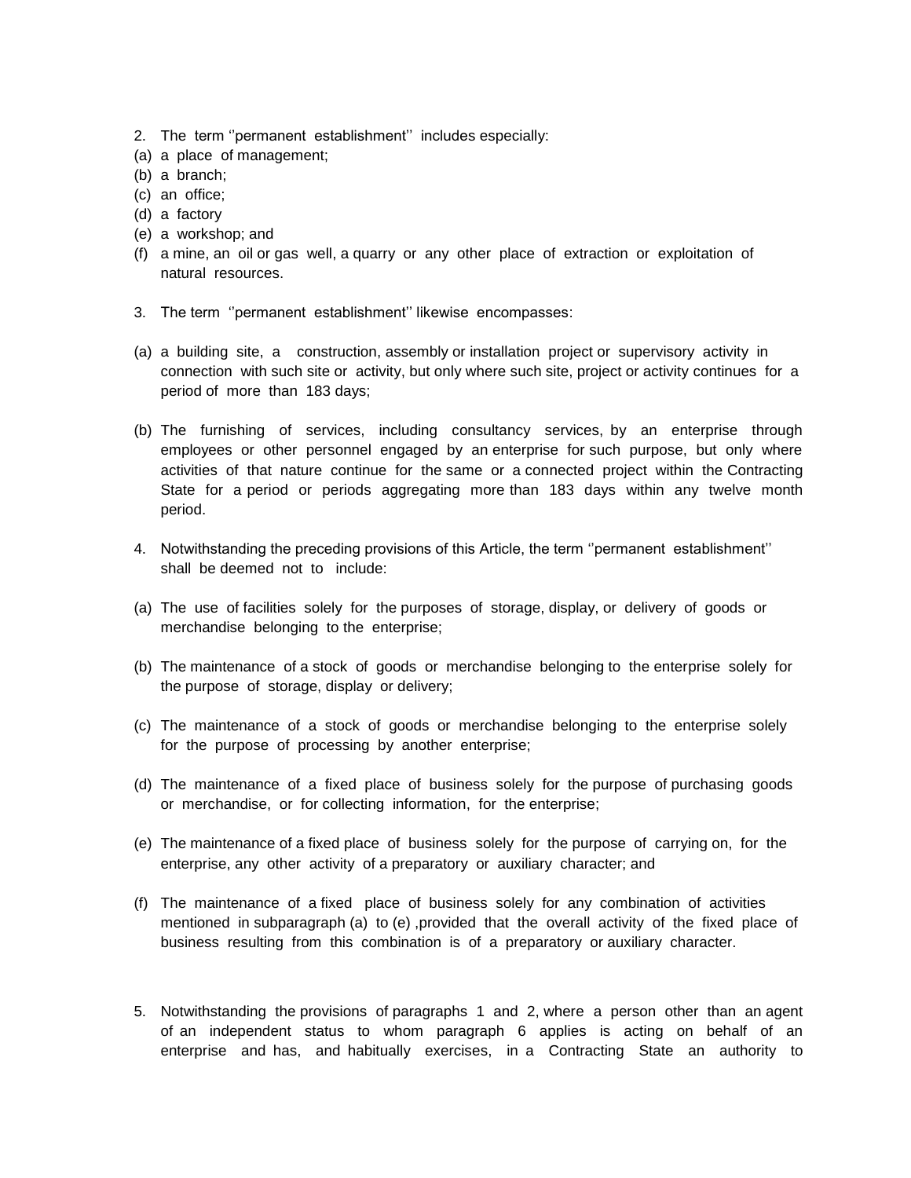2. The term ''permanent establishment'' includes especially:
(a) a place of management;
(b) a branch;
(c) an office;
(d) a factory
(e) a workshop; and
(f) a mine, an oil or gas well, a quarry or any other place of extraction or exploitation of natural resources.

3. The term ''permanent establishment'' likewise encompasses:

(a) a building site, a construction, assembly or installation project or supervisory activity in connection with such site or activity, but only where such site, project or activity continues for a period of more than 183 days;

(b) The furnishing of services, including consultancy services, by an enterprise through employees or other personnel engaged by an enterprise for such purpose, but only where activities of that nature continue for the same or a connected project within the Contracting State for a period or periods aggregating more than 183 days within any twelve month period.

4. Notwithstanding the preceding provisions of this Article, the term ''permanent establishment'' shall be deemed not to include:

(a) The use of facilities solely for the purposes of storage, display, or delivery of goods or merchandise belonging to the enterprise;

(b) The maintenance of a stock of goods or merchandise belonging to the enterprise solely for the purpose of storage, display or delivery;

(c) The maintenance of a stock of goods or merchandise belonging to the enterprise solely for the purpose of processing by another enterprise;

(d) The maintenance of a fixed place of business solely for the purpose of purchasing goods or merchandise, or for collecting information, for the enterprise;

(e) The maintenance of a fixed place of business solely for the purpose of carrying on, for the enterprise, any other activity of a preparatory or auxiliary character; and

(f) The maintenance of a fixed place of business solely for any combination of activities mentioned in subparagraph (a) to (e) ,provided that the overall activity of the fixed place of business resulting from this combination is of a preparatory or auxiliary character.

5. Notwithstanding the provisions of paragraphs 1 and 2, where a person other than an agent of an independent status to whom paragraph 6 applies is acting on behalf of an enterprise and has, and habitually exercises, in a Contracting State an authority to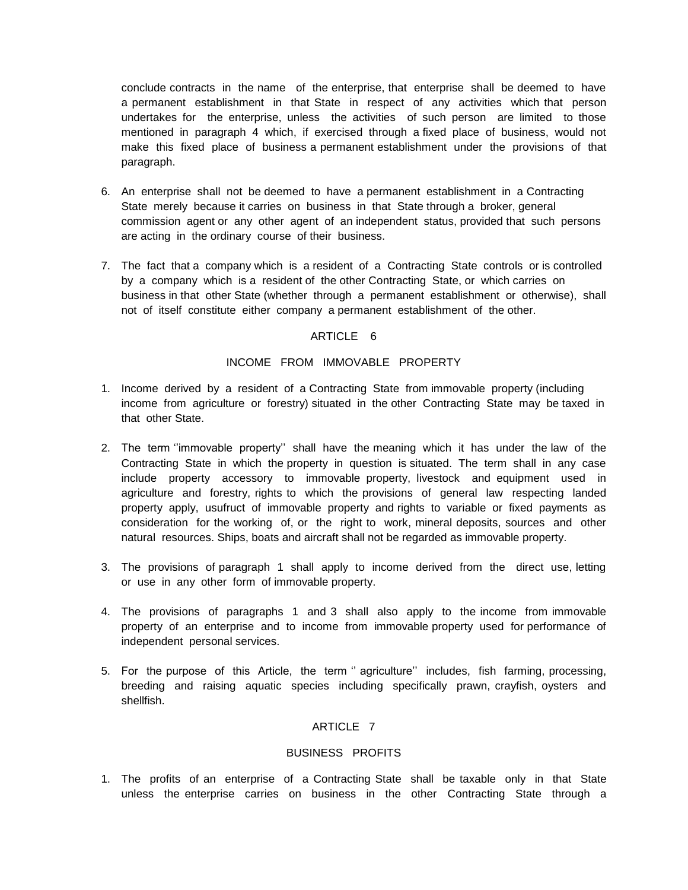conclude contracts in the name of the enterprise, that enterprise shall be deemed to have a permanent establishment in that State in respect of any activities which that person undertakes for the enterprise, unless the activities of such person are limited to those mentioned in paragraph 4 which, if exercised through a fixed place of business, would not make this fixed place of business a permanent establishment under the provisions of that paragraph.

6. An enterprise shall not be deemed to have a permanent establishment in a Contracting State merely because it carries on business in that State through a broker, general commission agent or any other agent of an independent status, provided that such persons are acting in the ordinary course of their business.

7. The fact that a company which is a resident of a Contracting State controls or is controlled by a company which is a resident of the other Contracting State, or which carries on business in that other State (whether through a permanent establishment or otherwise), shall not of itself constitute either company a permanent establishment of the other.

## ARTICLE 6

### INCOME FROM IMMOVABLE PROPERTY

1. Income derived by a resident of a Contracting State from immovable property (including income from agriculture or forestry) situated in the other Contracting State may be taxed in that other State.

2. The term ''immovable property'' shall have the meaning which it has under the law of the Contracting State in which the property in question is situated. The term shall in any case include property accessory to immovable property, livestock and equipment used in agriculture and forestry, rights to which the provisions of general law respecting landed property apply, usufruct of immovable property and rights to variable or fixed payments as consideration for the working of, or the right to work, mineral deposits, sources and other natural resources. Ships, boats and aircraft shall not be regarded as immovable property.

3. The provisions of paragraph 1 shall apply to income derived from the direct use, letting or use in any other form of immovable property.

4. The provisions of paragraphs 1 and 3 shall also apply to the income from immovable property of an enterprise and to income from immovable property used for performance of independent personal services.

5. For the purpose of this Article, the term '' agriculture'' includes, fish farming, processing, breeding and raising aquatic species including specifically prawn, crayfish, oysters and shellfish.

## ARTICLE 7

### BUSINESS PROFITS

1. The profits of an enterprise of a Contracting State shall be taxable only in that State unless the enterprise carries on business in the other Contracting State through a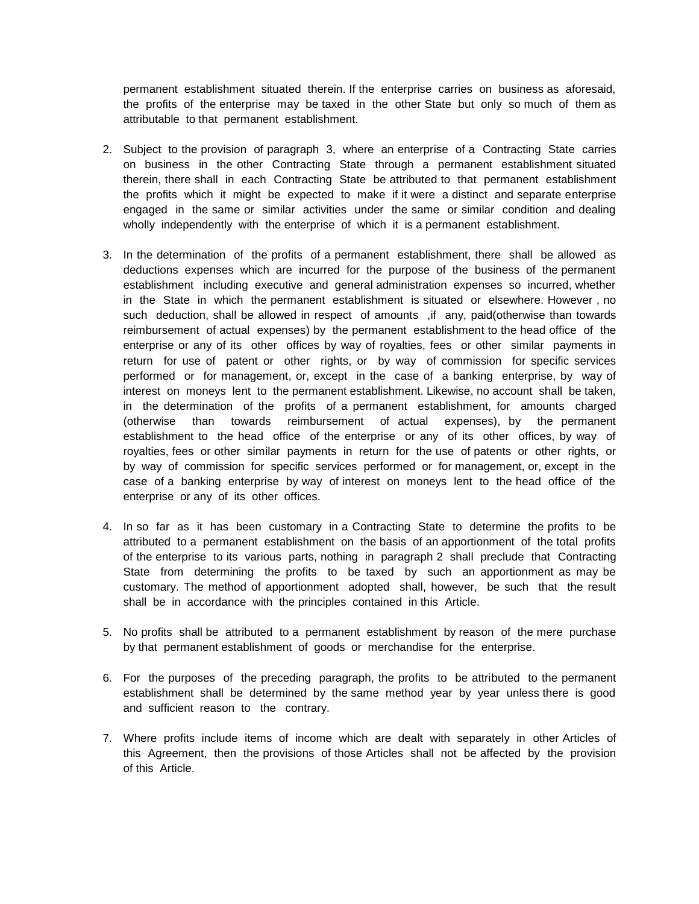permanent establishment situated therein. If the enterprise carries on business as aforesaid, the profits of the enterprise may be taxed in the other State but only so much of them as attributable to that permanent establishment.

2. Subject to the provision of paragraph 3, where an enterprise of a Contracting State carries on business in the other Contracting State through a permanent establishment situated therein, there shall in each Contracting State be attributed to that permanent establishment the profits which it might be expected to make if it were a distinct and separate enterprise engaged in the same or similar activities under the same or similar condition and dealing wholly independently with the enterprise of which it is a permanent establishment.

3. In the determination of the profits of a permanent establishment, there shall be allowed as deductions expenses which are incurred for the purpose of the business of the permanent establishment including executive and general administration expenses so incurred, whether in the State in which the permanent establishment is situated or elsewhere. However , no such deduction, shall be allowed in respect of amounts ,if any, paid(otherwise than towards reimbursement of actual expenses) by the permanent establishment to the head office of the enterprise or any of its other offices by way of royalties, fees or other similar payments in return for use of patent or other rights, or by way of commission for specific services performed or for management, or, except in the case of a banking enterprise, by way of interest on moneys lent to the permanent establishment. Likewise, no account shall be taken, in the determination of the profits of a permanent establishment, for amounts charged (otherwise than towards reimbursement of actual expenses), by the permanent establishment to the head office of the enterprise or any of its other offices, by way of royalties, fees or other similar payments in return for the use of patents or other rights, or by way of commission for specific services performed or for management, or, except in the case of a banking enterprise by way of interest on moneys lent to the head office of the enterprise or any of its other offices.

4. In so far as it has been customary in a Contracting State to determine the profits to be attributed to a permanent establishment on the basis of an apportionment of the total profits of the enterprise to its various parts, nothing in paragraph 2 shall preclude that Contracting State from determining the profits to be taxed by such an apportionment as may be customary. The method of apportionment adopted shall, however, be such that the result shall be in accordance with the principles contained in this Article.

5. No profits shall be attributed to a permanent establishment by reason of the mere purchase by that permanent establishment of goods or merchandise for the enterprise.

6. For the purposes of the preceding paragraph, the profits to be attributed to the permanent establishment shall be determined by the same method year by year unless there is good and sufficient reason to the contrary.

7. Where profits include items of income which are dealt with separately in other Articles of this Agreement, then the provisions of those Articles shall not be affected by the provision of this Article.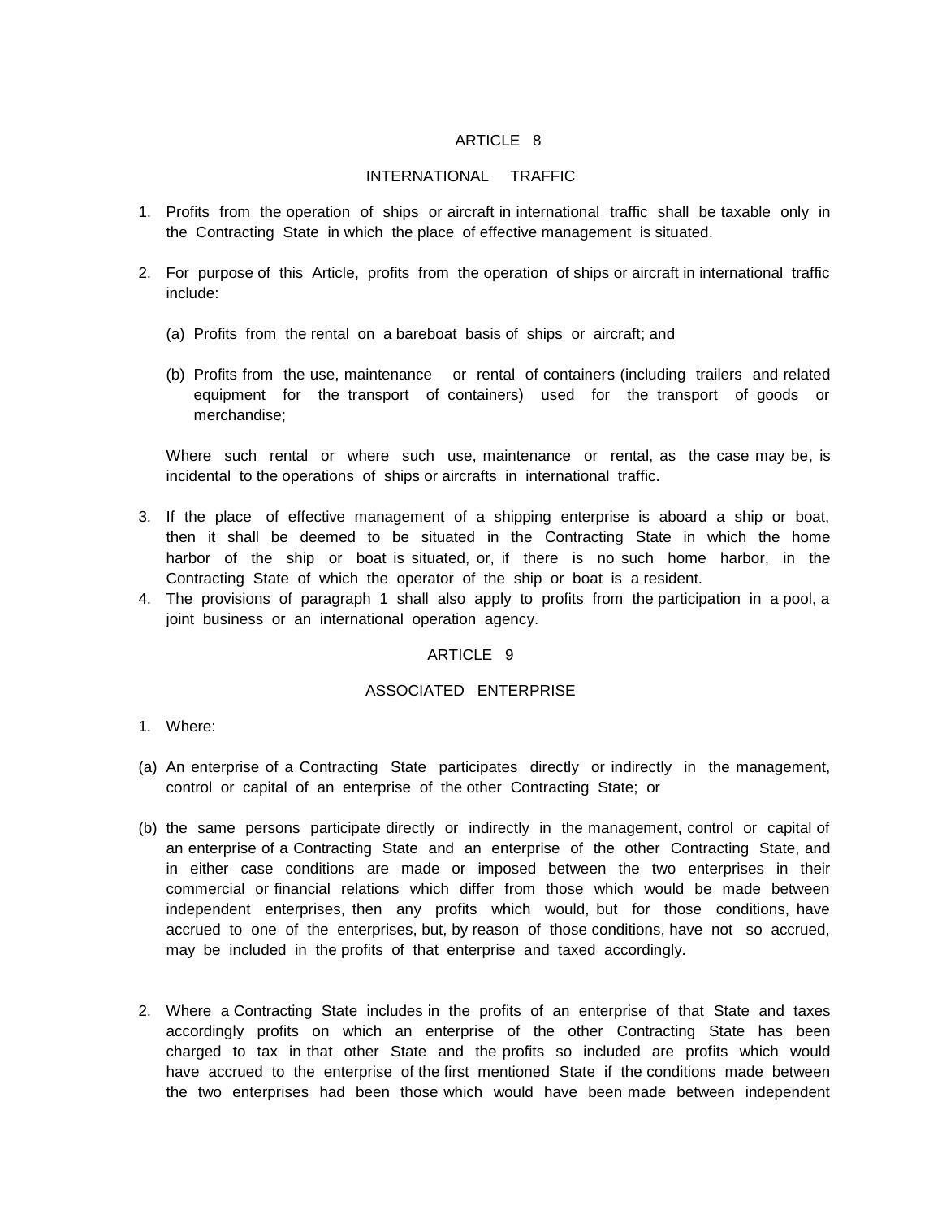## ARTICLE 8

## INTERNATIONAL TRAFFIC

1. Profits from the operation of ships or aircraft in international traffic shall be taxable only in the Contracting State in which the place of effective management is situated.

2. For purpose of this Article, profits from the operation of ships or aircraft in international traffic include:

   (a) Profits from the rental on a bareboat basis of ships or aircraft; and

   (b) Profits from the use, maintenance or rental of containers (including trailers and related equipment for the transport of containers) used for the transport of goods or merchandise;

   Where such rental or where such use, maintenance or rental, as the case may be, is incidental to the operations of ships or aircrafts in international traffic.

3. If the place of effective management of a shipping enterprise is aboard a ship or boat, then it shall be deemed to be situated in the Contracting State in which the home harbor of the ship or boat is situated, or, if there is no such home harbor, in the Contracting State of which the operator of the ship or boat is a resident.
4. The provisions of paragraph 1 shall also apply to profits from the participation in a pool, a joint business or an international operation agency.

## ARTICLE 9

## ASSOCIATED ENTERPRISE

1. Where:

(a) An enterprise of a Contracting State participates directly or indirectly in the management, control or capital of an enterprise of the other Contracting State; or

(b) the same persons participate directly or indirectly in the management, control or capital of an enterprise of a Contracting State and an enterprise of the other Contracting State, and in either case conditions are made or imposed between the two enterprises in their commercial or financial relations which differ from those which would be made between independent enterprises, then any profits which would, but for those conditions, have accrued to one of the enterprises, but, by reason of those conditions, have not so accrued, may be included in the profits of that enterprise and taxed accordingly.

2. Where a Contracting State includes in the profits of an enterprise of that State and taxes accordingly profits on which an enterprise of the other Contracting State has been charged to tax in that other State and the profits so included are profits which would have accrued to the enterprise of the first mentioned State if the conditions made between the two enterprises had been those which would have been made between independent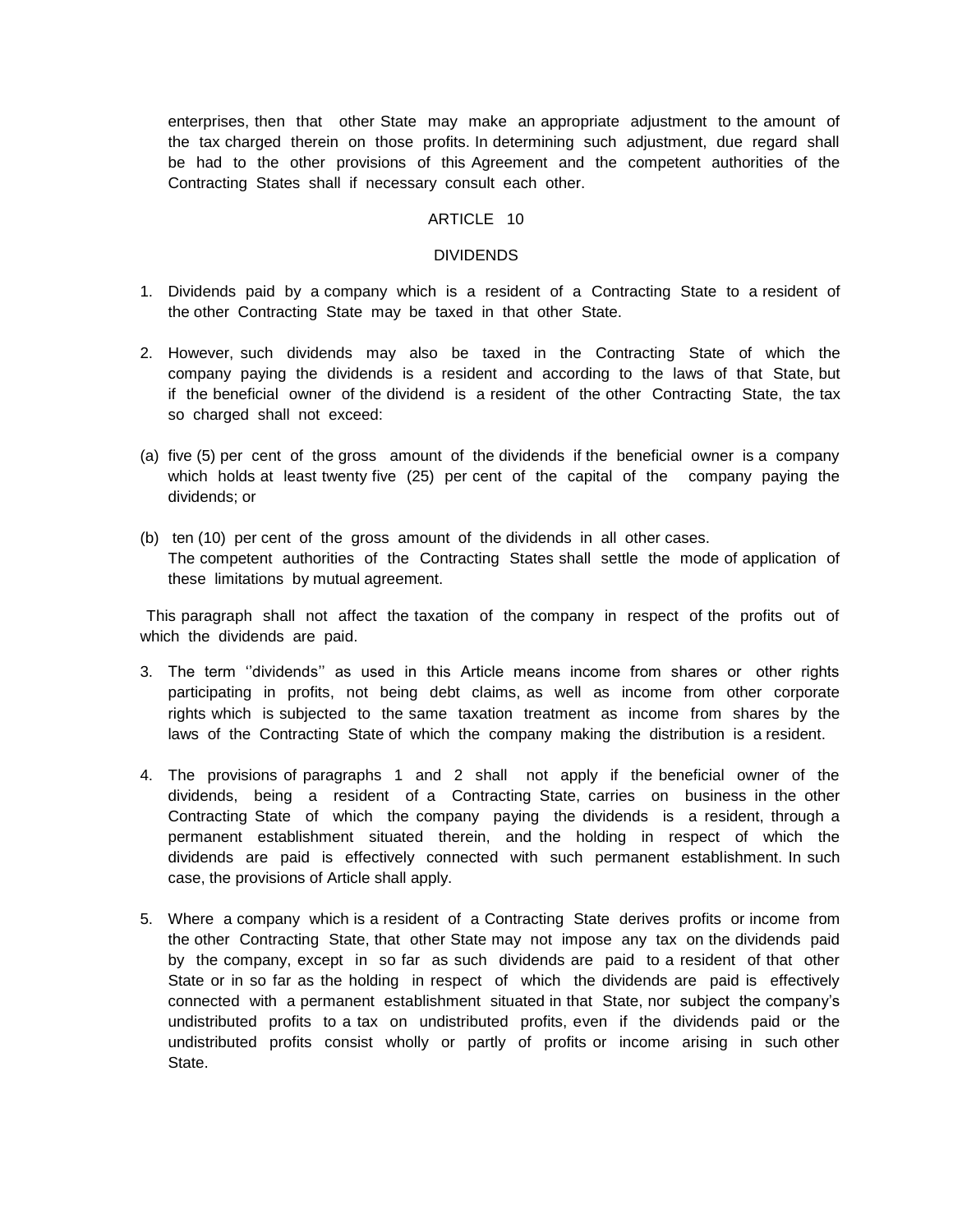enterprises, then that other State may make an appropriate adjustment to the amount of the tax charged therein on those profits. In determining such adjustment, due regard shall be had to the other provisions of this Agreement and the competent authorities of the Contracting States shall if necessary consult each other.

## ARTICLE 10

## DIVIDENDS

1. Dividends paid by a company which is a resident of a Contracting State to a resident of the other Contracting State may be taxed in that other State.

2. However, such dividends may also be taxed in the Contracting State of which the company paying the dividends is a resident and according to the laws of that State, but if the beneficial owner of the dividend is a resident of the other Contracting State, the tax so charged shall not exceed:

(a) five (5) per cent of the gross amount of the dividends if the beneficial owner is a company which holds at least twenty five (25) per cent of the capital of the company paying the dividends; or

(b) ten (10) per cent of the gross amount of the dividends in all other cases.
The competent authorities of the Contracting States shall settle the mode of application of these limitations by mutual agreement.

This paragraph shall not affect the taxation of the company in respect of the profits out of which the dividends are paid.

3. The term ''dividends'' as used in this Article means income from shares or other rights participating in profits, not being debt claims, as well as income from other corporate rights which is subjected to the same taxation treatment as income from shares by the laws of the Contracting State of which the company making the distribution is a resident.

4. The provisions of paragraphs 1 and 2 shall not apply if the beneficial owner of the dividends, being a resident of a Contracting State, carries on business in the other Contracting State of which the company paying the dividends is a resident, through a permanent establishment situated therein, and the holding in respect of which the dividends are paid is effectively connected with such permanent establishment. In such case, the provisions of Article shall apply.

5. Where a company which is a resident of a Contracting State derives profits or income from the other Contracting State, that other State may not impose any tax on the dividends paid by the company, except in so far as such dividends are paid to a resident of that other State or in so far as the holding in respect of which the dividends are paid is effectively connected with a permanent establishment situated in that State, nor subject the company's undistributed profits to a tax on undistributed profits, even if the dividends paid or the undistributed profits consist wholly or partly of profits or income arising in such other State.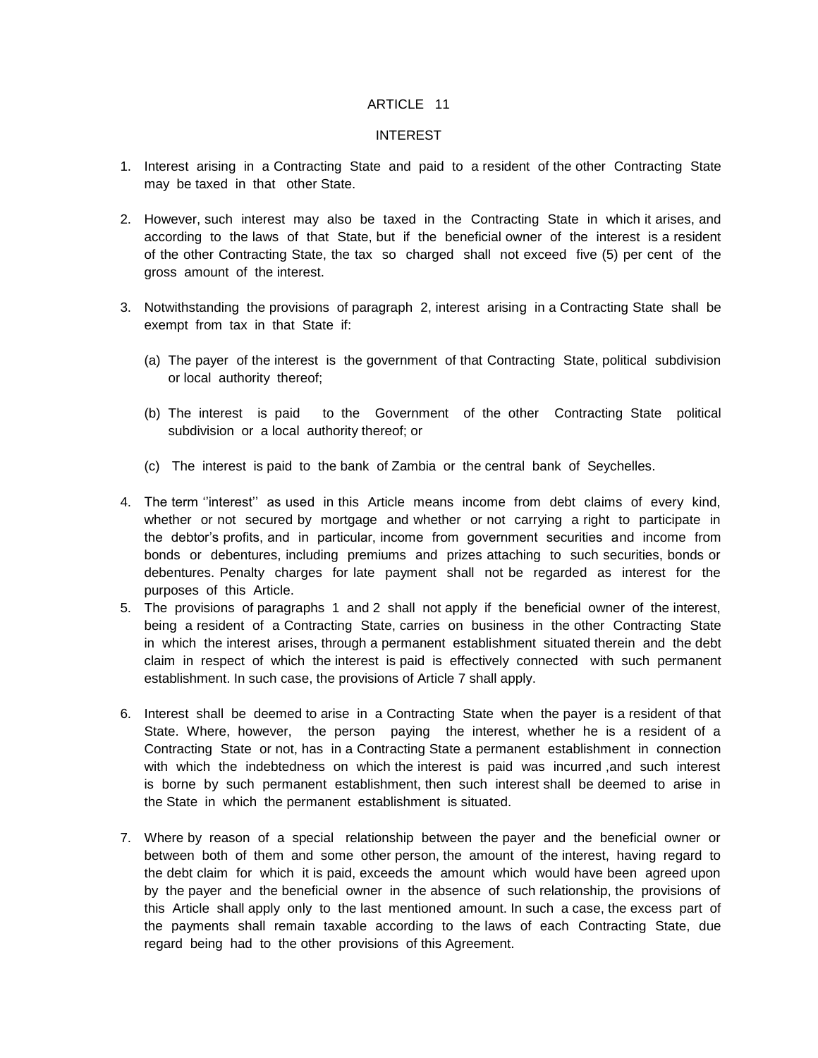## ARTICLE 11

## INTEREST

1. Interest arising in a Contracting State and paid to a resident of the other Contracting State may be taxed in that other State.

2. However, such interest may also be taxed in the Contracting State in which it arises, and according to the laws of that State, but if the beneficial owner of the interest is a resident of the other Contracting State, the tax so charged shall not exceed five (5) per cent of the gross amount of the interest.

3. Notwithstanding the provisions of paragraph 2, interest arising in a Contracting State shall be exempt from tax in that State if:

   (a) The payer of the interest is the government of that Contracting State, political subdivision or local authority thereof;

   (b) The interest is paid to the Government of the other Contracting State political subdivision or a local authority thereof; or

   (c) The interest is paid to the bank of Zambia or the central bank of Seychelles.

4. The term ''interest'' as used in this Article means income from debt claims of every kind, whether or not secured by mortgage and whether or not carrying a right to participate in the debtor's profits, and in particular, income from government securities and income from bonds or debentures, including premiums and prizes attaching to such securities, bonds or debentures. Penalty charges for late payment shall not be regarded as interest for the purposes of this Article.

5. The provisions of paragraphs 1 and 2 shall not apply if the beneficial owner of the interest, being a resident of a Contracting State, carries on business in the other Contracting State in which the interest arises, through a permanent establishment situated therein and the debt claim in respect of which the interest is paid is effectively connected with such permanent establishment. In such case, the provisions of Article 7 shall apply.

6. Interest shall be deemed to arise in a Contracting State when the payer is a resident of that State. Where, however, the person paying the interest, whether he is a resident of a Contracting State or not, has in a Contracting State a permanent establishment in connection with which the indebtedness on which the interest is paid was incurred ,and such interest is borne by such permanent establishment, then such interest shall be deemed to arise in the State in which the permanent establishment is situated.

7. Where by reason of a special relationship between the payer and the beneficial owner or between both of them and some other person, the amount of the interest, having regard to the debt claim for which it is paid, exceeds the amount which would have been agreed upon by the payer and the beneficial owner in the absence of such relationship, the provisions of this Article shall apply only to the last mentioned amount. In such a case, the excess part of the payments shall remain taxable according to the laws of each Contracting State, due regard being had to the other provisions of this Agreement.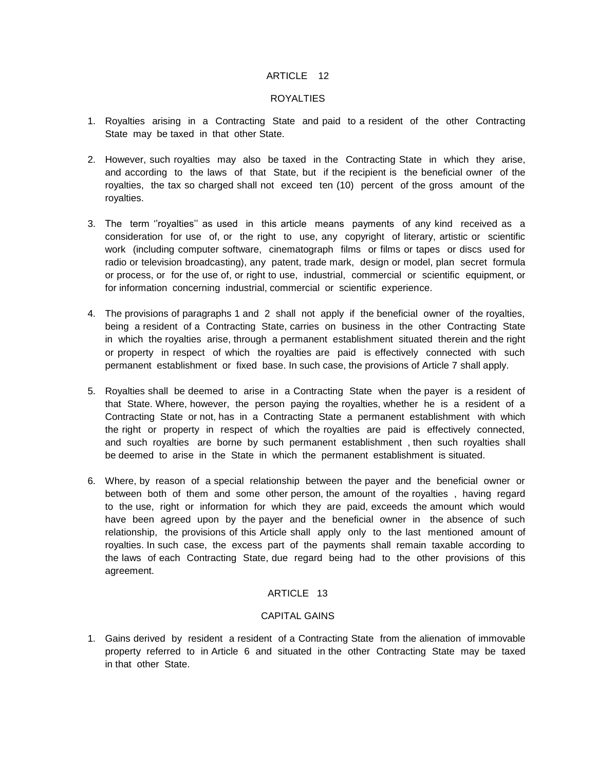## ARTICLE 12

## ROYALTIES

1. Royalties arising in a Contracting State and paid to a resident of the other Contracting State may be taxed in that other State.

2. However, such royalties may also be taxed in the Contracting State in which they arise, and according to the laws of that State, but if the recipient is the beneficial owner of the royalties, the tax so charged shall not exceed ten (10) percent of the gross amount of the royalties.

3. The term ''royalties'' as used in this article means payments of any kind received as a consideration for use of, or the right to use, any copyright of literary, artistic or scientific work (including computer software, cinematograph films or films or tapes or discs used for radio or television broadcasting), any patent, trade mark, design or model, plan secret formula or process, or for the use of, or right to use, industrial, commercial or scientific equipment, or for information concerning industrial, commercial or scientific experience.

4. The provisions of paragraphs 1 and 2 shall not apply if the beneficial owner of the royalties, being a resident of a Contracting State, carries on business in the other Contracting State in which the royalties arise, through a permanent establishment situated therein and the right or property in respect of which the royalties are paid is effectively connected with such permanent establishment or fixed base. In such case, the provisions of Article 7 shall apply.

5. Royalties shall be deemed to arise in a Contracting State when the payer is a resident of that State. Where, however, the person paying the royalties, whether he is a resident of a Contracting State or not, has in a Contracting State a permanent establishment with which the right or property in respect of which the royalties are paid is effectively connected, and such royalties are borne by such permanent establishment , then such royalties shall be deemed to arise in the State in which the permanent establishment is situated.

6. Where, by reason of a special relationship between the payer and the beneficial owner or between both of them and some other person, the amount of the royalties , having regard to the use, right or information for which they are paid, exceeds the amount which would have been agreed upon by the payer and the beneficial owner in the absence of such relationship, the provisions of this Article shall apply only to the last mentioned amount of royalties. In such case, the excess part of the payments shall remain taxable according to the laws of each Contracting State, due regard being had to the other provisions of this agreement.

## ARTICLE 13

## CAPITAL GAINS

1. Gains derived by resident a resident of a Contracting State from the alienation of immovable property referred to in Article 6 and situated in the other Contracting State may be taxed in that other State.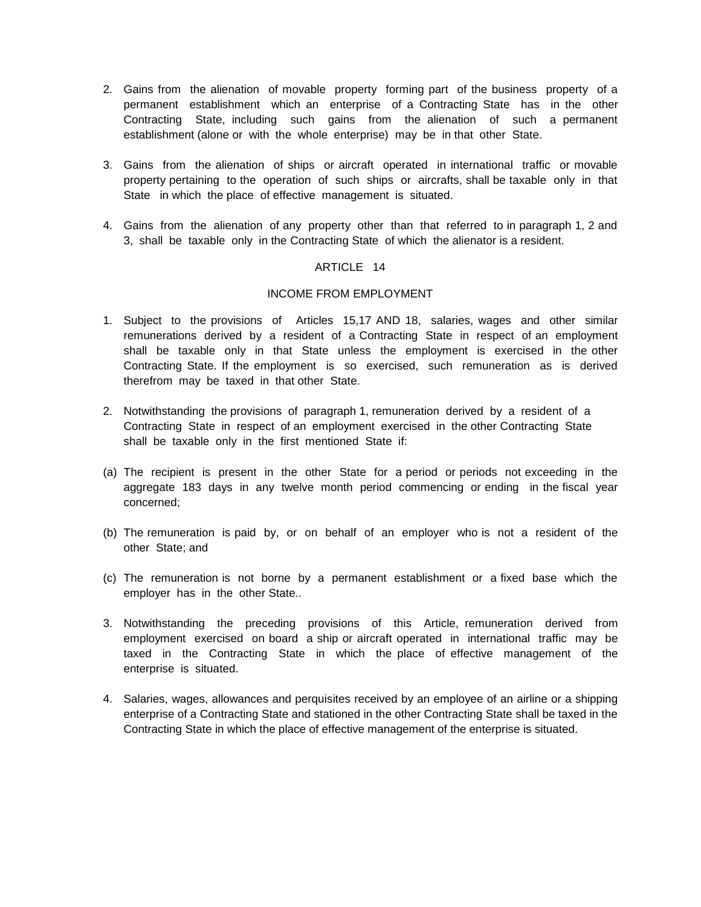2. Gains from the alienation of movable property forming part of the business property of a permanent establishment which an enterprise of a Contracting State has in the other Contracting State, including such gains from the alienation of such a permanent establishment (alone or with the whole enterprise) may be in that other State.

3. Gains from the alienation of ships or aircraft operated in international traffic or movable property pertaining to the operation of such ships or aircrafts, shall be taxable only in that State in which the place of effective management is situated.

4. Gains from the alienation of any property other than that referred to in paragraph 1, 2 and 3, shall be taxable only in the Contracting State of which the alienator is a resident.

## ARTICLE 14

## INCOME FROM EMPLOYMENT

1. Subject to the provisions of Articles 15,17 AND 18, salaries, wages and other similar remunerations derived by a resident of a Contracting State in respect of an employment shall be taxable only in that State unless the employment is exercised in the other Contracting State. If the employment is so exercised, such remuneration as is derived therefrom may be taxed in that other State.

2. Notwithstanding the provisions of paragraph 1, remuneration derived by a resident of a Contracting State in respect of an employment exercised in the other Contracting State shall be taxable only in the first mentioned State if:

(a) The recipient is present in the other State for a period or periods not exceeding in the aggregate 183 days in any twelve month period commencing or ending in the fiscal year concerned;

(b) The remuneration is paid by, or on behalf of an employer who is not a resident of the other State; and

(c) The remuneration is not borne by a permanent establishment or a fixed base which the employer has in the other State..

3. Notwithstanding the preceding provisions of this Article, remuneration derived from employment exercised on board a ship or aircraft operated in international traffic may be taxed in the Contracting State in which the place of effective management of the enterprise is situated.

4. Salaries, wages, allowances and perquisites received by an employee of an airline or a shipping enterprise of a Contracting State and stationed in the other Contracting State shall be taxed in the Contracting State in which the place of effective management of the enterprise is situated.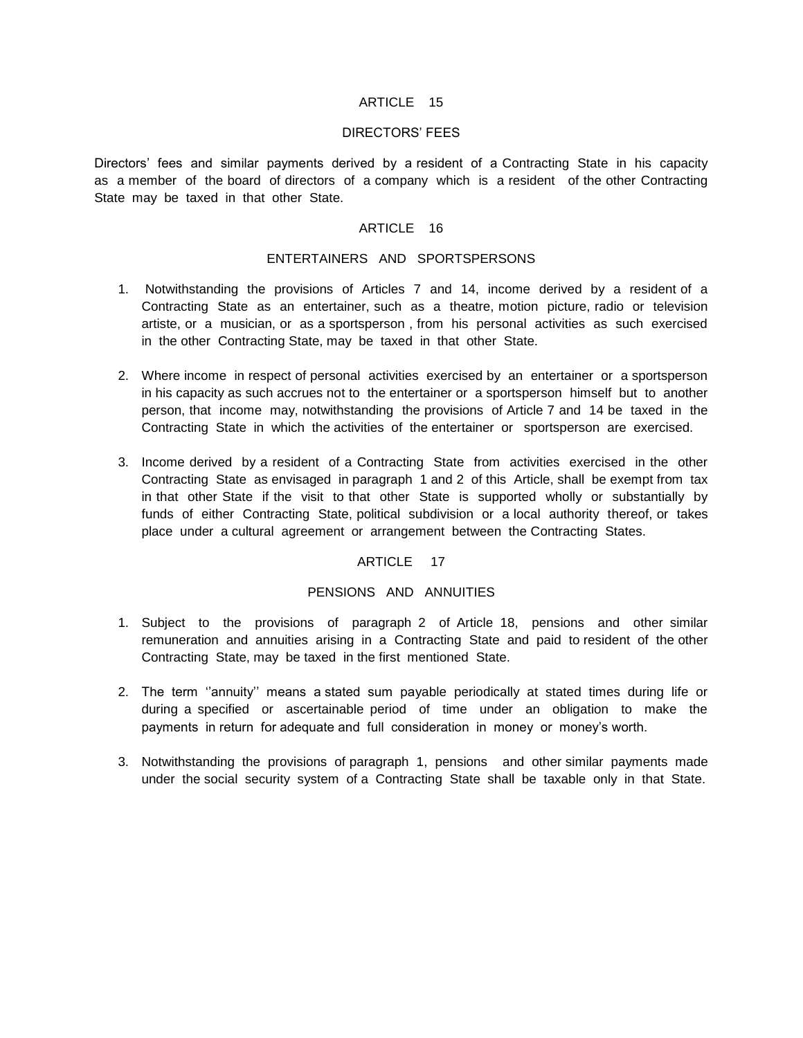## ARTICLE 15

### DIRECTORS' FEES

Directors' fees and similar payments derived by a resident of a Contracting State in his capacity as a member of the board of directors of a company which is a resident of the other Contracting State may be taxed in that other State.

## ARTICLE 16

### ENTERTAINERS AND SPORTSPERSONS

1. Notwithstanding the provisions of Articles 7 and 14, income derived by a resident of a Contracting State as an entertainer, such as a theatre, motion picture, radio or television artiste, or a musician, or as a sportsperson , from his personal activities as such exercised in the other Contracting State, may be taxed in that other State.

2. Where income in respect of personal activities exercised by an entertainer or a sportsperson in his capacity as such accrues not to the entertainer or a sportsperson himself but to another person, that income may, notwithstanding the provisions of Article 7 and 14 be taxed in the Contracting State in which the activities of the entertainer or sportsperson are exercised.

3. Income derived by a resident of a Contracting State from activities exercised in the other Contracting State as envisaged in paragraph 1 and 2 of this Article, shall be exempt from tax in that other State if the visit to that other State is supported wholly or substantially by funds of either Contracting State, political subdivision or a local authority thereof, or takes place under a cultural agreement or arrangement between the Contracting States.

## ARTICLE 17

### PENSIONS AND ANNUITIES

1. Subject to the provisions of paragraph 2 of Article 18, pensions and other similar remuneration and annuities arising in a Contracting State and paid to resident of the other Contracting State, may be taxed in the first mentioned State.

2. The term ''annuity'' means a stated sum payable periodically at stated times during life or during a specified or ascertainable period of time under an obligation to make the payments in return for adequate and full consideration in money or money's worth.

3. Notwithstanding the provisions of paragraph 1, pensions and other similar payments made under the social security system of a Contracting State shall be taxable only in that State.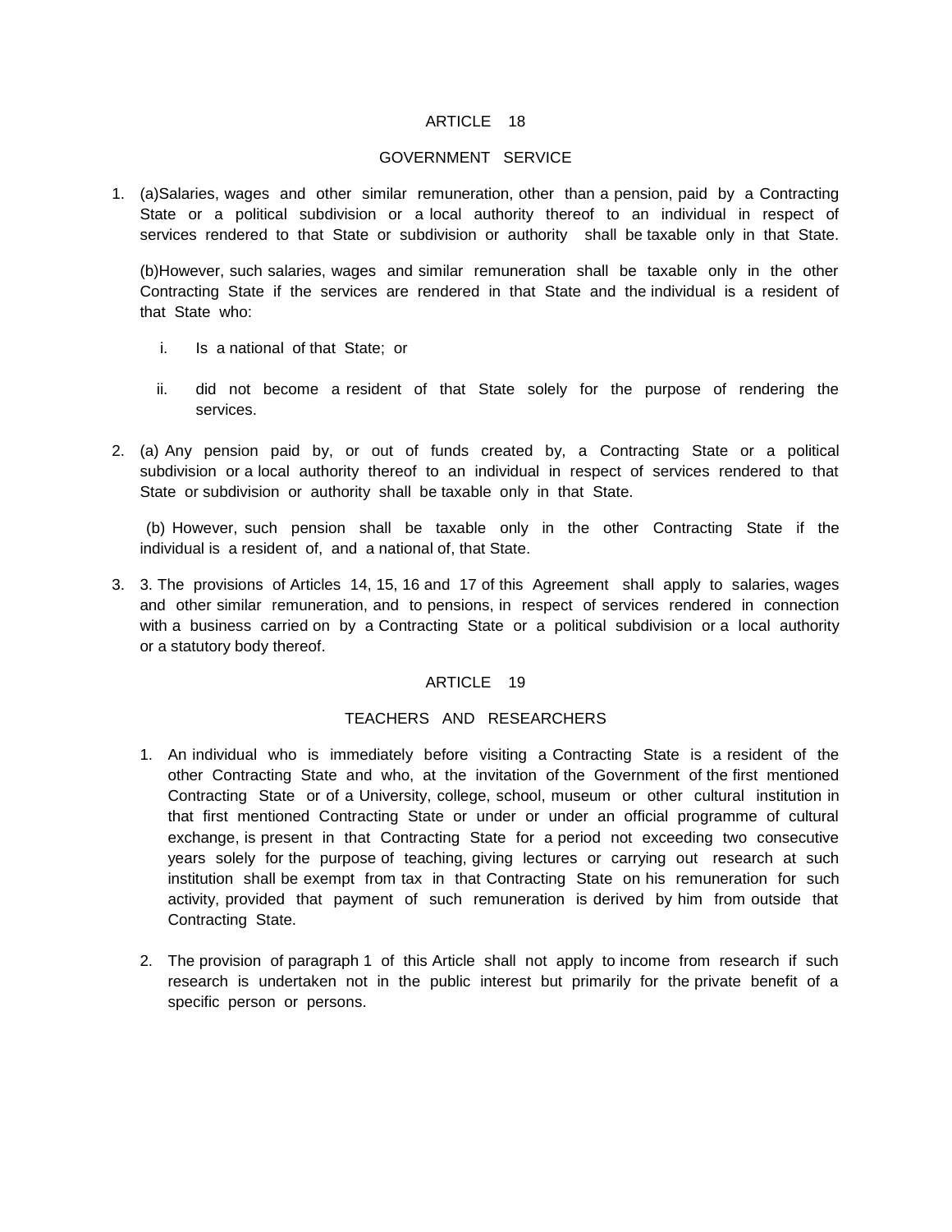## ARTICLE 18

## GOVERNMENT SERVICE

1. (a)Salaries, wages and other similar remuneration, other than a pension, paid by a Contracting State or a political subdivision or a local authority thereof to an individual in respect of services rendered to that State or subdivision or authority shall be taxable only in that State.

   (b)However, such salaries, wages and similar remuneration shall be taxable only in the other Contracting State if the services are rendered in that State and the individual is a resident of that State who:

   i. Is a national of that State; or

   ii. did not become a resident of that State solely for the purpose of rendering the services.

2. (a) Any pension paid by, or out of funds created by, a Contracting State or a political subdivision or a local authority thereof to an individual in respect of services rendered to that State or subdivision or authority shall be taxable only in that State.

   (b) However, such pension shall be taxable only in the other Contracting State if the individual is a resident of, and a national of, that State.

3. 3. The provisions of Articles 14, 15, 16 and 17 of this Agreement shall apply to salaries, wages and other similar remuneration, and to pensions, in respect of services rendered in connection with a business carried on by a Contracting State or a political subdivision or a local authority or a statutory body thereof.

## ARTICLE 19

## TEACHERS AND RESEARCHERS

1. An individual who is immediately before visiting a Contracting State is a resident of the other Contracting State and who, at the invitation of the Government of the first mentioned Contracting State or of a University, college, school, museum or other cultural institution in that first mentioned Contracting State or under or under an official programme of cultural exchange, is present in that Contracting State for a period not exceeding two consecutive years solely for the purpose of teaching, giving lectures or carrying out research at such institution shall be exempt from tax in that Contracting State on his remuneration for such activity, provided that payment of such remuneration is derived by him from outside that Contracting State.

2. The provision of paragraph 1 of this Article shall not apply to income from research if such research is undertaken not in the public interest but primarily for the private benefit of a specific person or persons.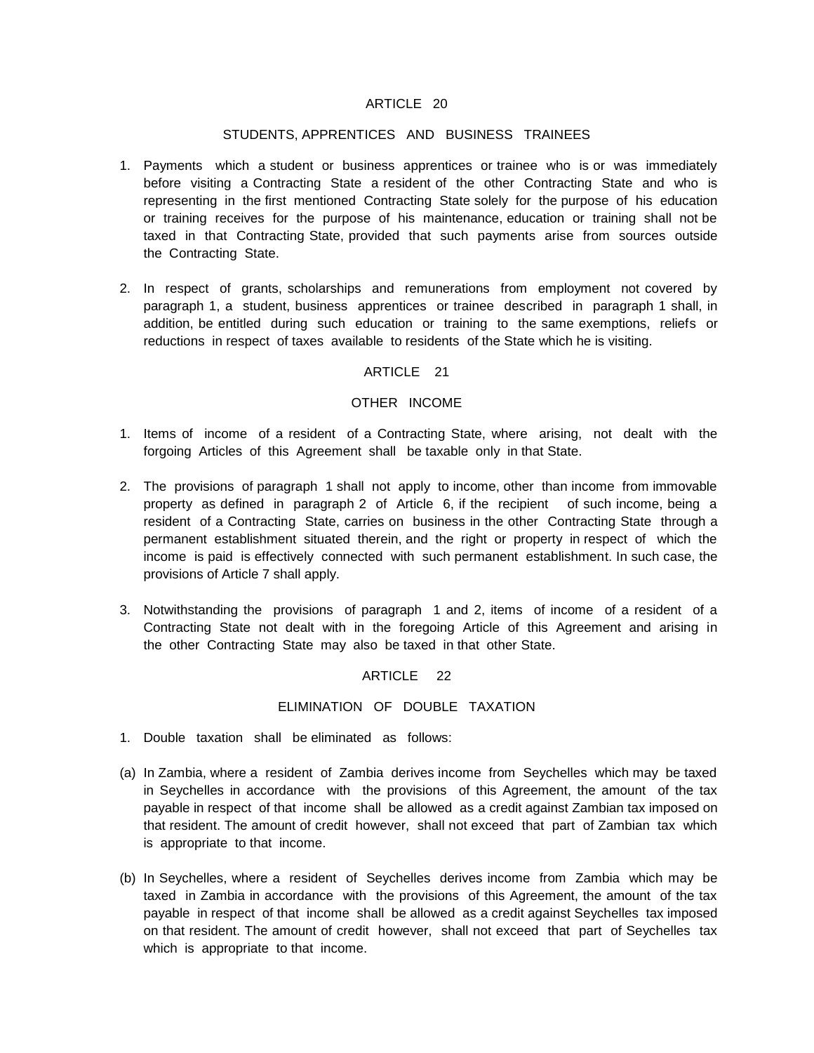## ARTICLE 20

### STUDENTS, APPRENTICES AND BUSINESS TRAINEES

1. Payments which a student or business apprentices or trainee who is or was immediately before visiting a Contracting State a resident of the other Contracting State and who is representing in the first mentioned Contracting State solely for the purpose of his education or training receives for the purpose of his maintenance, education or training shall not be taxed in that Contracting State, provided that such payments arise from sources outside the Contracting State.

2. In respect of grants, scholarships and remunerations from employment not covered by paragraph 1, a student, business apprentices or trainee described in paragraph 1 shall, in addition, be entitled during such education or training to the same exemptions, reliefs or reductions in respect of taxes available to residents of the State which he is visiting.

## ARTICLE 21

### OTHER INCOME

1. Items of income of a resident of a Contracting State, where arising, not dealt with the forgoing Articles of this Agreement shall be taxable only in that State.

2. The provisions of paragraph 1 shall not apply to income, other than income from immovable property as defined in paragraph 2 of Article 6, if the recipient of such income, being a resident of a Contracting State, carries on business in the other Contracting State through a permanent establishment situated therein, and the right or property in respect of which the income is paid is effectively connected with such permanent establishment. In such case, the provisions of Article 7 shall apply.

3. Notwithstanding the provisions of paragraph 1 and 2, items of income of a resident of a Contracting State not dealt with in the foregoing Article of this Agreement and arising in the other Contracting State may also be taxed in that other State.

## ARTICLE 22

### ELIMINATION OF DOUBLE TAXATION

1. Double taxation shall be eliminated as follows:

(a) In Zambia, where a resident of Zambia derives income from Seychelles which may be taxed in Seychelles in accordance with the provisions of this Agreement, the amount of the tax payable in respect of that income shall be allowed as a credit against Zambian tax imposed on that resident. The amount of credit however, shall not exceed that part of Zambian tax which is appropriate to that income.

(b) In Seychelles, where a resident of Seychelles derives income from Zambia which may be taxed in Zambia in accordance with the provisions of this Agreement, the amount of the tax payable in respect of that income shall be allowed as a credit against Seychelles tax imposed on that resident. The amount of credit however, shall not exceed that part of Seychelles tax which is appropriate to that income.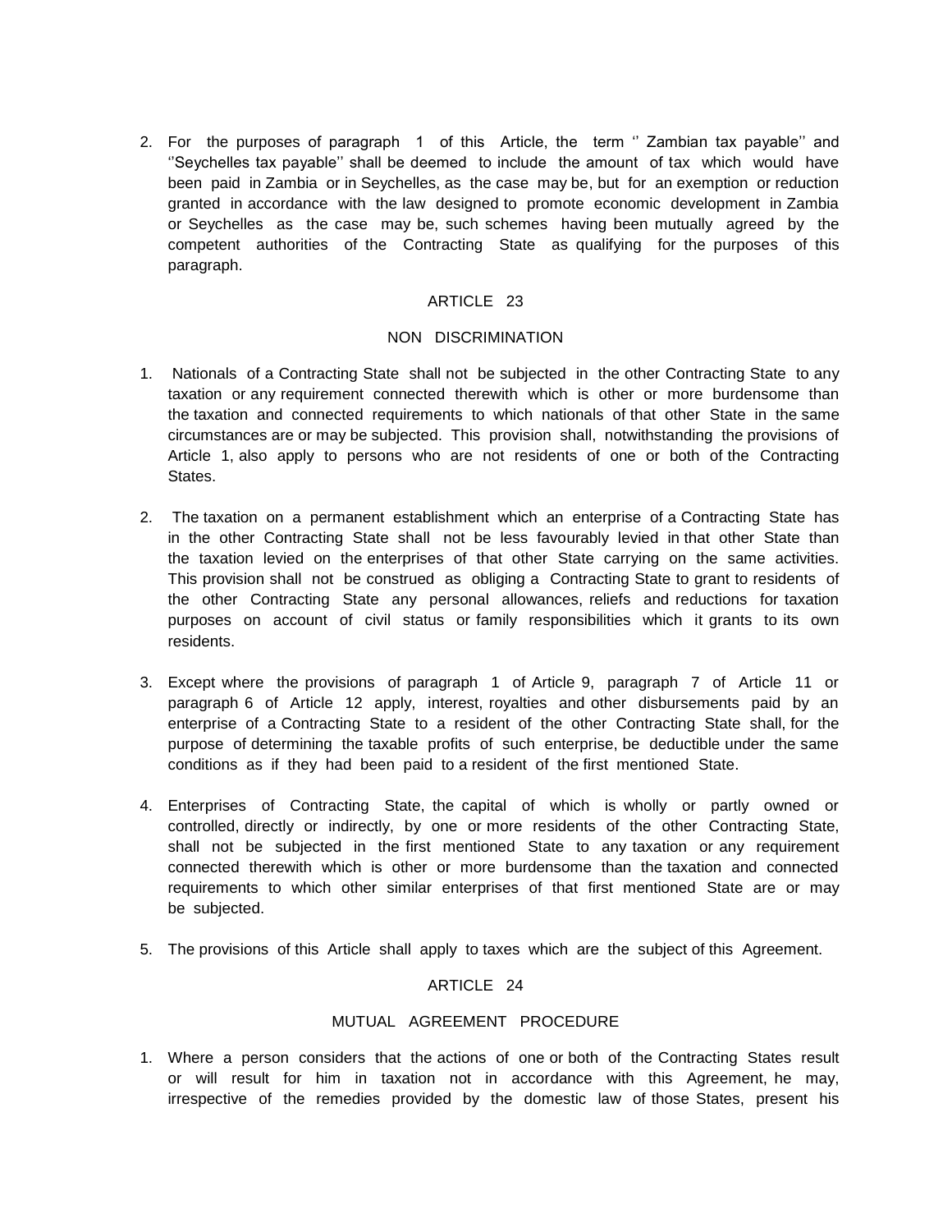2. For the purposes of paragraph 1 of this Article, the term '' Zambian tax payable'' and ''Seychelles tax payable'' shall be deemed to include the amount of tax which would have been paid in Zambia or in Seychelles, as the case may be, but for an exemption or reduction granted in accordance with the law designed to promote economic development in Zambia or Seychelles as the case may be, such schemes having been mutually agreed by the competent authorities of the Contracting State as qualifying for the purposes of this paragraph.

## ARTICLE 23

## NON DISCRIMINATION

1. Nationals of a Contracting State shall not be subjected in the other Contracting State to any taxation or any requirement connected therewith which is other or more burdensome than the taxation and connected requirements to which nationals of that other State in the same circumstances are or may be subjected. This provision shall, notwithstanding the provisions of Article 1, also apply to persons who are not residents of one or both of the Contracting States.

2. The taxation on a permanent establishment which an enterprise of a Contracting State has in the other Contracting State shall not be less favourably levied in that other State than the taxation levied on the enterprises of that other State carrying on the same activities. This provision shall not be construed as obliging a Contracting State to grant to residents of the other Contracting State any personal allowances, reliefs and reductions for taxation purposes on account of civil status or family responsibilities which it grants to its own residents.

3. Except where the provisions of paragraph 1 of Article 9, paragraph 7 of Article 11 or paragraph 6 of Article 12 apply, interest, royalties and other disbursements paid by an enterprise of a Contracting State to a resident of the other Contracting State shall, for the purpose of determining the taxable profits of such enterprise, be deductible under the same conditions as if they had been paid to a resident of the first mentioned State.

4. Enterprises of Contracting State, the capital of which is wholly or partly owned or controlled, directly or indirectly, by one or more residents of the other Contracting State, shall not be subjected in the first mentioned State to any taxation or any requirement connected therewith which is other or more burdensome than the taxation and connected requirements to which other similar enterprises of that first mentioned State are or may be subjected.

5. The provisions of this Article shall apply to taxes which are the subject of this Agreement.

## ARTICLE 24

## MUTUAL AGREEMENT PROCEDURE

1. Where a person considers that the actions of one or both of the Contracting States result or will result for him in taxation not in accordance with this Agreement, he may, irrespective of the remedies provided by the domestic law of those States, present his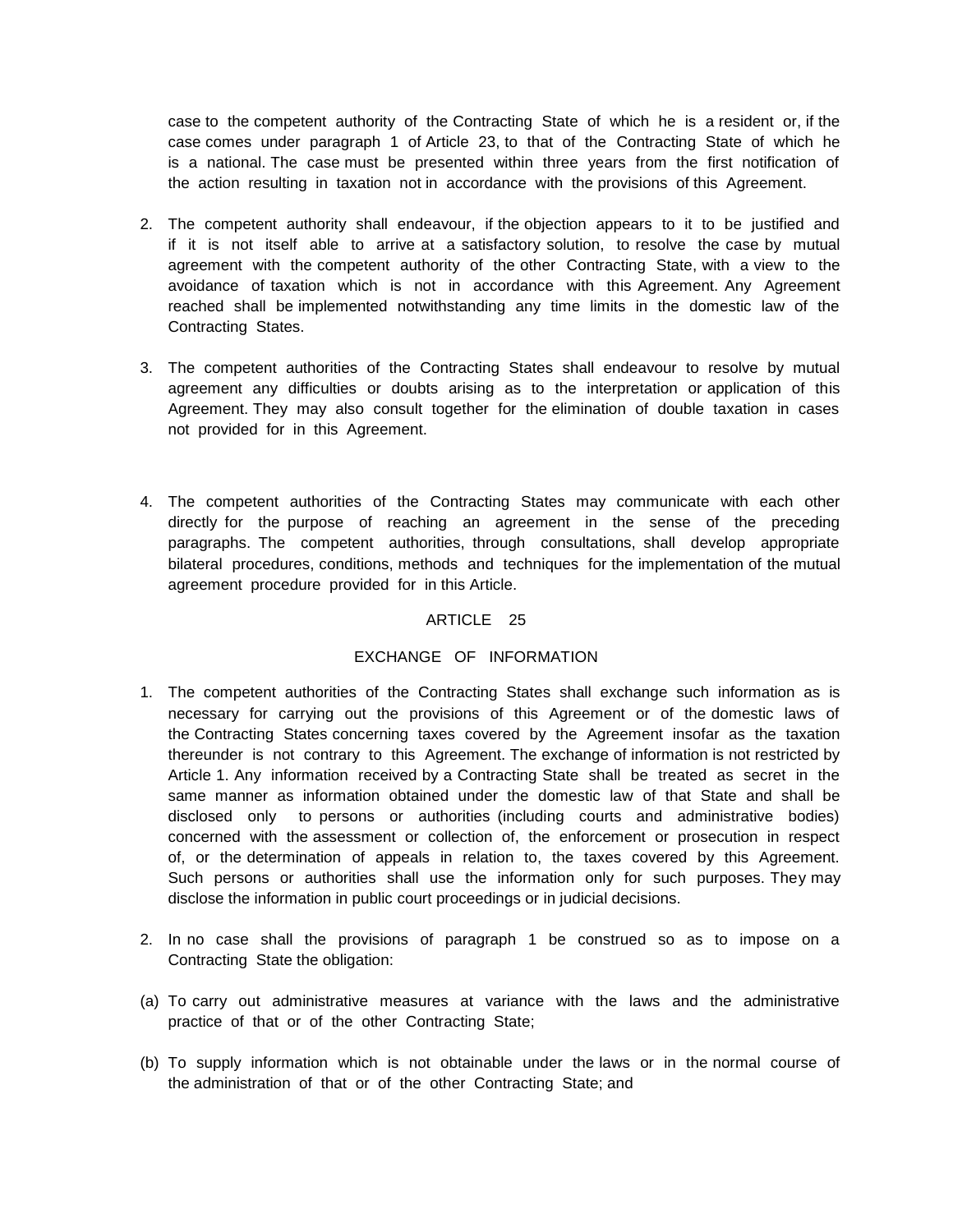case to the competent authority of the Contracting State of which he is a resident or, if the case comes under paragraph 1 of Article 23, to that of the Contracting State of which he is a national. The case must be presented within three years from the first notification of the action resulting in taxation not in accordance with the provisions of this Agreement.

2. The competent authority shall endeavour, if the objection appears to it to be justified and if it is not itself able to arrive at a satisfactory solution, to resolve the case by mutual agreement with the competent authority of the other Contracting State, with a view to the avoidance of taxation which is not in accordance with this Agreement. Any Agreement reached shall be implemented notwithstanding any time limits in the domestic law of the Contracting States.

3. The competent authorities of the Contracting States shall endeavour to resolve by mutual agreement any difficulties or doubts arising as to the interpretation or application of this Agreement. They may also consult together for the elimination of double taxation in cases not provided for in this Agreement.

4. The competent authorities of the Contracting States may communicate with each other directly for the purpose of reaching an agreement in the sense of the preceding paragraphs. The competent authorities, through consultations, shall develop appropriate bilateral procedures, conditions, methods and techniques for the implementation of the mutual agreement procedure provided for in this Article.

## ARTICLE 25

## EXCHANGE OF INFORMATION

1. The competent authorities of the Contracting States shall exchange such information as is necessary for carrying out the provisions of this Agreement or of the domestic laws of the Contracting States concerning taxes covered by the Agreement insofar as the taxation thereunder is not contrary to this Agreement. The exchange of information is not restricted by Article 1. Any information received by a Contracting State shall be treated as secret in the same manner as information obtained under the domestic law of that State and shall be disclosed only to persons or authorities (including courts and administrative bodies) concerned with the assessment or collection of, the enforcement or prosecution in respect of, or the determination of appeals in relation to, the taxes covered by this Agreement. Such persons or authorities shall use the information only for such purposes. They may disclose the information in public court proceedings or in judicial decisions.

2. In no case shall the provisions of paragraph 1 be construed so as to impose on a Contracting State the obligation:

(a) To carry out administrative measures at variance with the laws and the administrative practice of that or of the other Contracting State;

(b) To supply information which is not obtainable under the laws or in the normal course of the administration of that or of the other Contracting State; and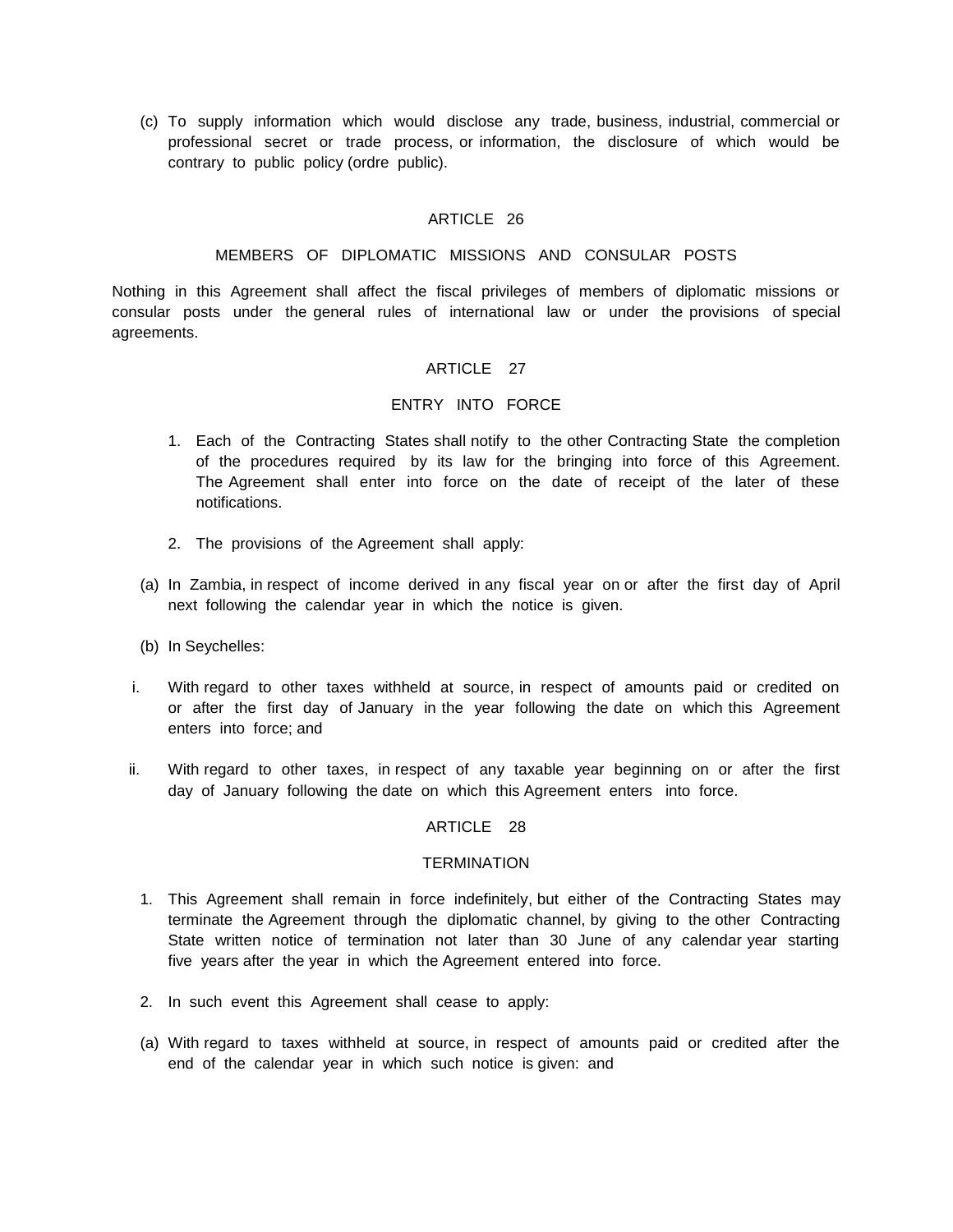(c) To supply information which would disclose any trade, business, industrial, commercial or professional secret or trade process, or information, the disclosure of which would be contrary to public policy (ordre public).

ARTICLE 26

MEMBERS OF DIPLOMATIC MISSIONS AND CONSULAR POSTS

Nothing in this Agreement shall affect the fiscal privileges of members of diplomatic missions or consular posts under the general rules of international law or under the provisions of special agreements.

ARTICLE 27

ENTRY INTO FORCE

1. Each of the Contracting States shall notify to the other Contracting State the completion of the procedures required by its law for the bringing into force of this Agreement. The Agreement shall enter into force on the date of receipt of the later of these notifications.

2. The provisions of the Agreement shall apply:

(a) In Zambia, in respect of income derived in any fiscal year on or after the first day of April next following the calendar year in which the notice is given.

(b) In Seychelles:

i. With regard to other taxes withheld at source, in respect of amounts paid or credited on or after the first day of January in the year following the date on which this Agreement enters into force; and

ii. With regard to other taxes, in respect of any taxable year beginning on or after the first day of January following the date on which this Agreement enters into force.

ARTICLE 28

TERMINATION

1. This Agreement shall remain in force indefinitely, but either of the Contracting States may terminate the Agreement through the diplomatic channel, by giving to the other Contracting State written notice of termination not later than 30 June of any calendar year starting five years after the year in which the Agreement entered into force.

2. In such event this Agreement shall cease to apply:

(a) With regard to taxes withheld at source, in respect of amounts paid or credited after the end of the calendar year in which such notice is given: and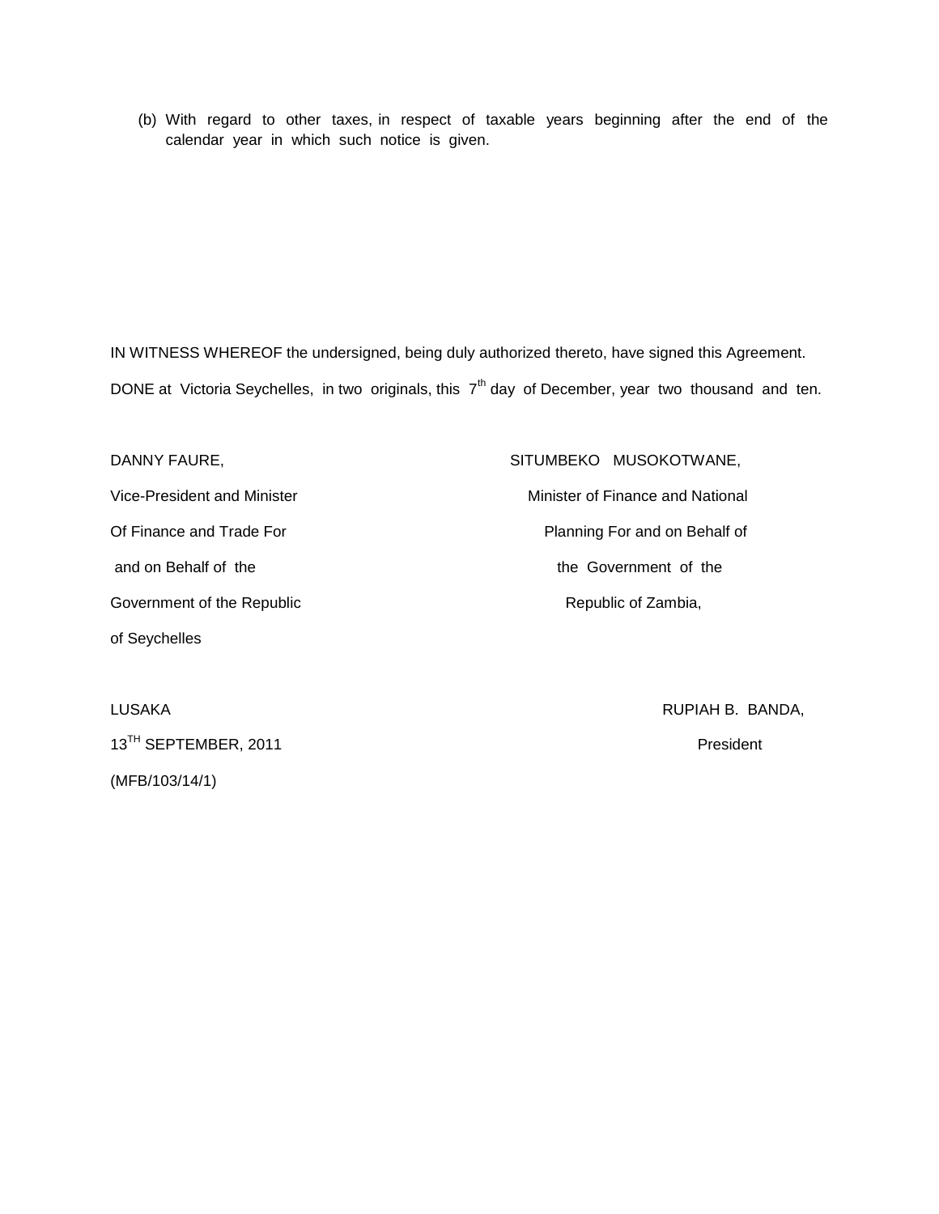(b) With regard to other taxes, in respect of taxable years beginning after the end of the calendar year in which such notice is given.

IN WITNESS WHEREOF the undersigned, being duly authorized thereto, have signed this Agreement.

DONE at Victoria Seychelles, in two originals, this 7th day of December, year two thousand and ten.

DANNY FAURE,
Vice-President and Minister
Of Finance and Trade For
and on Behalf of the
Government of the Republic
of Seychelles

SITUMBEKO MUSOKOTWANE,
Minister of Finance and National
Planning For and on Behalf of
the Government of the
Republic of Zambia,

LUSAKA
13TH SEPTEMBER, 2011
(MFB/103/14/1)

RUPIAH B. BANDA,
President